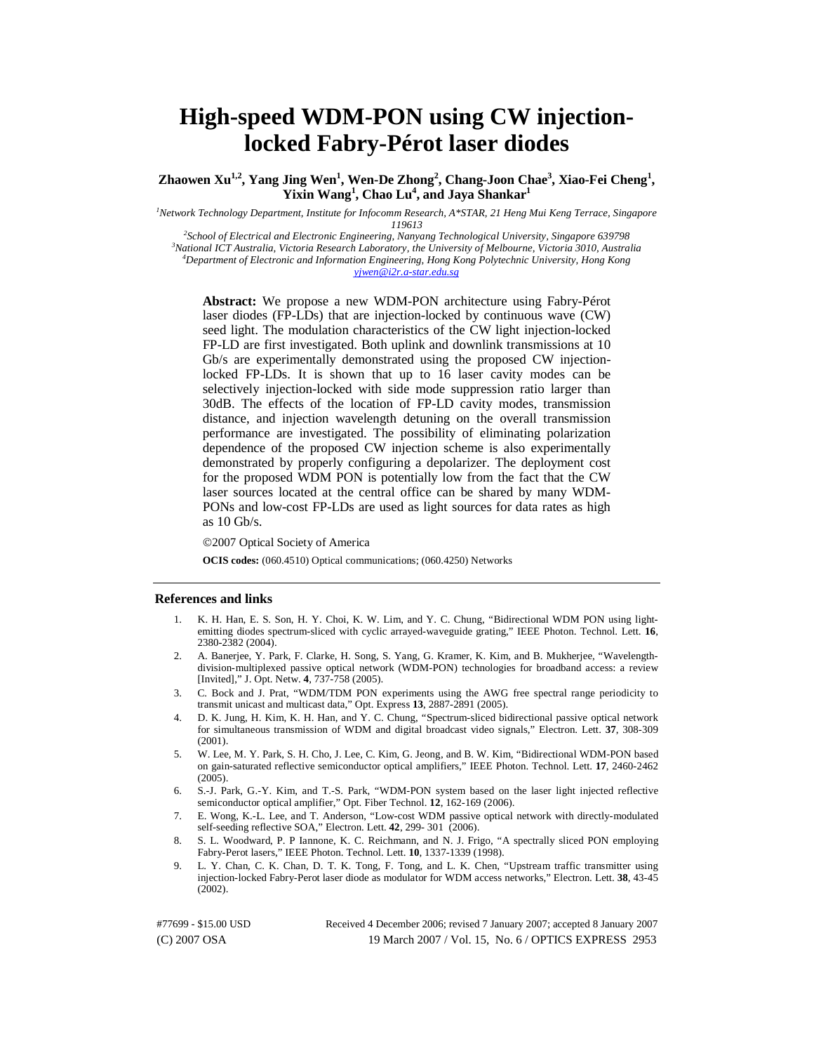# High-speed WDM-PON using CW injection-locked Fabry-Pérot laser diodes

**Zhaowen Xu[1,2], Yang Jing Wen[1], Wen-De Zhong[2], Chang-Joon Chae[3], Xiao-Fei Cheng[1], Yixin Wang[1], Chao Lu[4], and Jaya Shankar[1]**

*[1]Network Technology Department, Institute for Infocomm Research, A*STAR, 21 Heng Mui Keng Terrace, Singapore 119613*
*[2]School of Electrical and Electronic Engineering, Nanyang Technological University, Singapore 639798*
*[3]National ICT Australia, Victoria Research Laboratory, the University of Melbourne, Victoria 3010, Australia*
*[4]Department of Electronic and Information Engineering, Hong Kong Polytechnic University, Hong Kong*
*yjwen@i2r.a-star.edu.sg*

**Abstract:** We propose a new WDM-PON architecture using Fabry-Pérot laser diodes (FP-LDs) that are injection-locked by continuous wave (CW) seed light. The modulation characteristics of the CW light injection-locked FP-LD are first investigated. Both uplink and downlink transmissions at 10 Gb/s are experimentally demonstrated using the proposed CW injection-locked FP-LDs. It is shown that up to 16 laser cavity modes can be selectively injection-locked with side mode suppression ratio larger than 30dB. The effects of the location of FP-LD cavity modes, transmission distance, and injection wavelength detuning on the overall transmission performance are investigated. The possibility of eliminating polarization dependence of the proposed CW injection scheme is also experimentally demonstrated by properly configuring a depolarizer. The deployment cost for the proposed WDM PON is potentially low from the fact that the CW laser sources located at the central office can be shared by many WDM-PONs and low-cost FP-LDs are used as light sources for data rates as high as 10 Gb/s.

©2007 Optical Society of America

**OCIS codes:** (060.4510) Optical communications; (060.4250) Networks

## References and links

1. K. H. Han, E. S. Son, H. Y. Choi, K. W. Lim, and Y. C. Chung, "Bidirectional WDM PON using light-emitting diodes spectrum-sliced with cyclic arrayed-waveguide grating," IEEE Photon. Technol. Lett. **16**, 2380-2382 (2004).
2. A. Banerjee, Y. Park, F. Clarke, H. Song, S. Yang, G. Kramer, K. Kim, and B. Mukherjee, "Wavelength-division-multiplexed passive optical network (WDM-PON) technologies for broadband access: a review [Invited]," J. Opt. Netw. **4**, 737-758 (2005).
3. C. Bock and J. Prat, "WDM/TDM PON experiments using the AWG free spectral range periodicity to transmit unicast and multicast data," Opt. Express **13**, 2887-2891 (2005).
4. D. K. Jung, H. Kim, K. H. Han, and Y. C. Chung, "Spectrum-sliced bidirectional passive optical network for simultaneous transmission of WDM and digital broadcast video signals," Electron. Lett. **37**, 308-309 (2001).
5. W. Lee, M. Y. Park, S. H. Cho, J. Lee, C. Kim, G. Jeong, and B. W. Kim, "Bidirectional WDM-PON based on gain-saturated reflective semiconductor optical amplifiers," IEEE Photon. Technol. Lett. **17**, 2460-2462 (2005).
6. S.-J. Park, G.-Y. Kim, and T.-S. Park, "WDM-PON system based on the laser light injected reflective semiconductor optical amplifier," Opt. Fiber Technol. **12**, 162-169 (2006).
7. E. Wong, K.-L. Lee, and T. Anderson, "Low-cost WDM passive optical network with directly-modulated self-seeding reflective SOA," Electron. Lett. **42**, 299- 301 (2006).
8. S. L. Woodward, P. P Iannone, K. C. Reichmann, and N. J. Frigo, "A spectrally sliced PON employing Fabry-Perot lasers," IEEE Photon. Technol. Lett. **10**, 1337-1339 (1998).
9. L. Y. Chan, C. K. Chan, D. T. K. Tong, F. Tong, and L. K. Chen, "Upstream traffic transmitter using injection-locked Fabry-Perot laser diode as modulator for WDM access networks," Electron. Lett. **38**, 43-45 (2002).

#77699 - $15.00 USD Received 4 December 2006; revised 7 January 2007; accepted 8 January 2007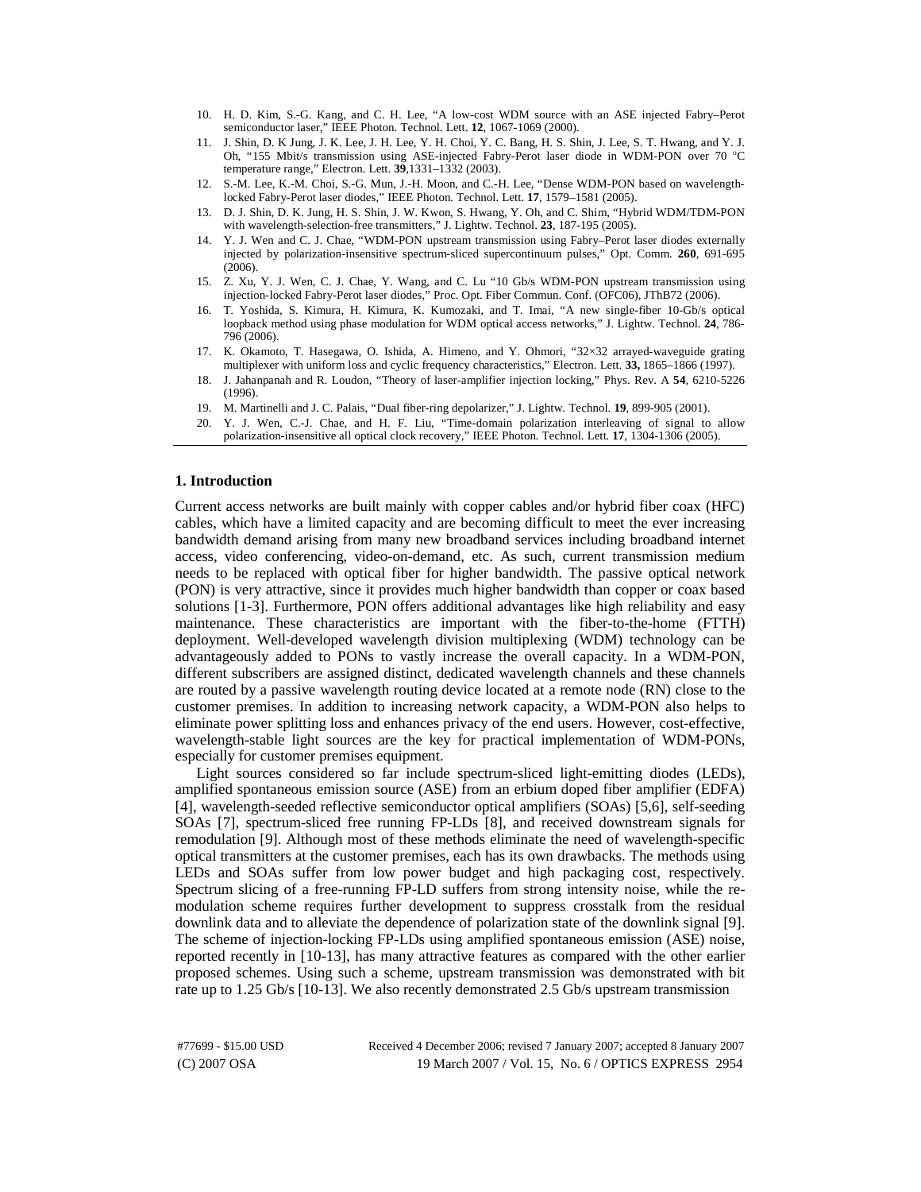10. H. D. Kim, S.-G. Kang, and C. H. Lee, "A low-cost WDM source with an ASE injected Fabry–Perot semiconductor laser," IEEE Photon. Technol. Lett. **12**, 1067-1069 (2000).
11. J. Shin, D. K Jung, J. K. Lee, J. H. Lee, Y. H. Choi, Y. C. Bang, H. S. Shin, J. Lee, S. T. Hwang, and Y. J. Oh, "155 Mbit/s transmission using ASE-injected Fabry-Perot laser diode in WDM-PON over 70 °C temperature range," Electron. Lett. **39**,1331–1332 (2003).
12. S.-M. Lee, K.-M. Choi, S.-G. Mun, J.-H. Moon, and C.-H. Lee, "Dense WDM-PON based on wavelength-locked Fabry-Perot laser diodes," IEEE Photon. Technol. Lett. **17**, 1579–1581 (2005).
13. D. J. Shin, D. K. Jung, H. S. Shin, J. W. Kwon, S. Hwang, Y. Oh, and C. Shim, "Hybrid WDM/TDM-PON with wavelength-selection-free transmitters," J. Lightw. Technol. **23**, 187-195 (2005).
14. Y. J. Wen and C. J. Chae, "WDM-PON upstream transmission using Fabry–Perot laser diodes externally injected by polarization-insensitive spectrum-sliced supercontinuum pulses," Opt. Comm. **260**, 691-695 (2006).
15. Z. Xu, Y. J. Wen, C. J. Chae, Y. Wang, and C. Lu "10 Gb/s WDM-PON upstream transmission using injection-locked Fabry-Perot laser diodes," Proc. Opt. Fiber Commun. Conf. (OFC06), JThB72 (2006).
16. T. Yoshida, S. Kimura, H. Kimura, K. Kumozaki, and T. Imai, "A new single-fiber 10-Gb/s optical loopback method using phase modulation for WDM optical access networks," J. Lightw. Technol. **24**, 786-796 (2006).
17. K. Okamoto, T. Hasegawa, O. Ishida, A. Himeno, and Y. Ohmori, "32×32 arrayed-waveguide grating multiplexer with uniform loss and cyclic frequency characteristics," Electron. Lett. **33,** 1865–1866 (1997).
18. J. Jahanpanah and R. Loudon, "Theory of laser-amplifier injection locking," Phys. Rev. A **54**, 6210-5226 (1996).
19. M. Martinelli and J. C. Palais, "Dual fiber-ring depolarizer," J. Lightw. Technol. **19**, 899-905 (2001).
20. Y. J. Wen, C.-J. Chae, and H. F. Liu, "Time-domain polarization interleaving of signal to allow polarization-insensitive all optical clock recovery," IEEE Photon. Technol. Lett. **17**, 1304-1306 (2005).

## 1. Introduction

Current access networks are built mainly with copper cables and/or hybrid fiber coax (HFC) cables, which have a limited capacity and are becoming difficult to meet the ever increasing bandwidth demand arising from many new broadband services including broadband internet access, video conferencing, video-on-demand, etc. As such, current transmission medium needs to be replaced with optical fiber for higher bandwidth. The passive optical network (PON) is very attractive, since it provides much higher bandwidth than copper or coax based solutions [1-3]. Furthermore, PON offers additional advantages like high reliability and easy maintenance. These characteristics are important with the fiber-to-the-home (FTTH) deployment. Well-developed wavelength division multiplexing (WDM) technology can be advantageously added to PONs to vastly increase the overall capacity. In a WDM-PON, different subscribers are assigned distinct, dedicated wavelength channels and these channels are routed by a passive wavelength routing device located at a remote node (RN) close to the customer premises. In addition to increasing network capacity, a WDM-PON also helps to eliminate power splitting loss and enhances privacy of the end users. However, cost-effective, wavelength-stable light sources are the key for practical implementation of WDM-PONs, especially for customer premises equipment.

Light sources considered so far include spectrum-sliced light-emitting diodes (LEDs), amplified spontaneous emission source (ASE) from an erbium doped fiber amplifier (EDFA) [4], wavelength-seeded reflective semiconductor optical amplifiers (SOAs) [5,6], self-seeding SOAs [7], spectrum-sliced free running FP-LDs [8], and received downstream signals for remodulation [9]. Although most of these methods eliminate the need of wavelength-specific optical transmitters at the customer premises, each has its own drawbacks. The methods using LEDs and SOAs suffer from low power budget and high packaging cost, respectively. Spectrum slicing of a free-running FP-LD suffers from strong intensity noise, while the re-modulation scheme requires further development to suppress crosstalk from the residual downlink data and to alleviate the dependence of polarization state of the downlink signal [9]. The scheme of injection-locking FP-LDs using amplified spontaneous emission (ASE) noise, reported recently in [10-13], has many attractive features as compared with the other earlier proposed schemes. Using such a scheme, upstream transmission was demonstrated with bit rate up to 1.25 Gb/s [10-13]. We also recently demonstrated 2.5 Gb/s upstream transmission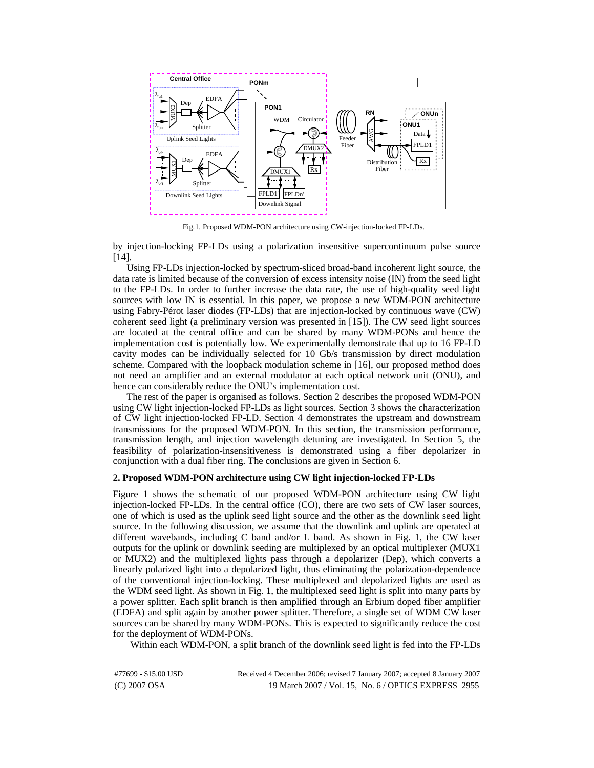Fig.1. Proposed WDM-PON architecture using CW-injection-locked FP-LDs.

by injection-locking FP-LDs using a polarization insensitive supercontinuum pulse source [14].

Using FP-LDs injection-locked by spectrum-sliced broad-band incoherent light source, the data rate is limited because of the conversion of excess intensity noise (IN) from the seed light to the FP-LDs. In order to further increase the data rate, the use of high-quality seed light sources with low IN is essential. In this paper, we propose a new WDM-PON architecture using Fabry-Pérot laser diodes (FP-LDs) that are injection-locked by continuous wave (CW) coherent seed light (a preliminary version was presented in [15]). The CW seed light sources are located at the central office and can be shared by many WDM-PONs and hence the implementation cost is potentially low. We experimentally demonstrate that up to 16 FP-LD cavity modes can be individually selected for 10 Gb/s transmission by direct modulation scheme. Compared with the loopback modulation scheme in [16], our proposed method does not need an amplifier and an external modulator at each optical network unit (ONU), and hence can considerably reduce the ONU's implementation cost.

The rest of the paper is organised as follows. Section 2 describes the proposed WDM-PON using CW light injection-locked FP-LDs as light sources. Section 3 shows the characterization of CW light injection-locked FP-LD. Section 4 demonstrates the upstream and downstream transmissions for the proposed WDM-PON. In this section, the transmission performance, transmission length, and injection wavelength detuning are investigated. In Section 5, the feasibility of polarization-insensitiveness is demonstrated using a fiber depolarizer in conjunction with a dual fiber ring. The conclusions are given in Section 6.

## 2. Proposed WDM-PON architecture using CW light injection-locked FP-LDs

Figure 1 shows the schematic of our proposed WDM-PON architecture using CW light injection-locked FP-LDs. In the central office (CO), there are two sets of CW laser sources, one of which is used as the uplink seed light source and the other as the downlink seed light source. In the following discussion, we assume that the downlink and uplink are operated at different wavebands, including C band and/or L band. As shown in Fig. 1, the CW laser outputs for the uplink or downlink seeding are multiplexed by an optical multiplexer (MUX1 or MUX2) and the multiplexed lights pass through a depolarizer (Dep), which converts a linearly polarized light into a depolarized light, thus eliminating the polarization-dependence of the conventional injection-locking. These multiplexed and depolarized lights are used as the WDM seed light. As shown in Fig. 1, the multiplexed seed light is split into many parts by a power splitter. Each split branch is then amplified through an Erbium doped fiber amplifier (EDFA) and split again by another power splitter. Therefore, a single set of WDM CW laser sources can be shared by many WDM-PONs. This is expected to significantly reduce the cost for the deployment of WDM-PONs.

Within each WDM-PON, a split branch of the downlink seed light is fed into the FP-LDs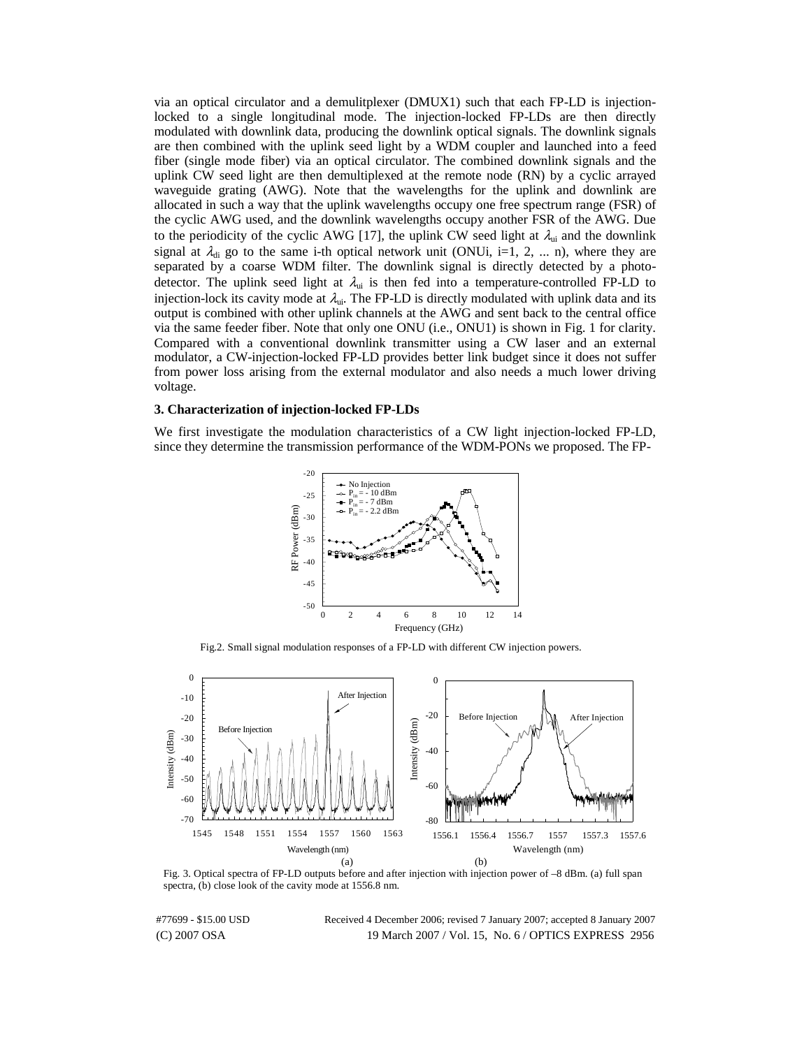via an optical circulator and a demulitplexer (DMUX1) such that each FP-LD is injection-locked to a single longitudinal mode. The injection-locked FP-LDs are then directly modulated with downlink data, producing the downlink optical signals. The downlink signals are then combined with the uplink seed light by a WDM coupler and launched into a feed fiber (single mode fiber) via an optical circulator. The combined downlink signals and the uplink CW seed light are then demultiplexed at the remote node (RN) by a cyclic arrayed waveguide grating (AWG). Note that the wavelengths for the uplink and downlink are allocated in such a way that the uplink wavelengths occupy one free spectrum range (FSR) of the cyclic AWG used, and the downlink wavelengths occupy another FSR of the AWG. Due to the periodicity of the cyclic AWG [17], the uplink CW seed light at $\lambda_{ui}$ and the downlink signal at $\lambda_{di}$ go to the same i-th optical network unit (ONUi, i=1, 2, ... n), where they are separated by a coarse WDM filter. The downlink signal is directly detected by a photo-detector. The uplink seed light at $\lambda_{ui}$ is then fed into a temperature-controlled FP-LD to injection-lock its cavity mode at $\lambda_{ui}$. The FP-LD is directly modulated with uplink data and its output is combined with other uplink channels at the AWG and sent back to the central office via the same feeder fiber. Note that only one ONU (i.e., ONU1) is shown in Fig. 1 for clarity. Compared with a conventional downlink transmitter using a CW laser and an external modulator, a CW-injection-locked FP-LD provides better link budget since it does not suffer from power loss arising from the external modulator and also needs a much lower driving voltage.

### 3. Characterization of injection-locked FP-LDs

We first investigate the modulation characteristics of a CW light injection-locked FP-LD, since they determine the transmission performance of the WDM-PONs we proposed. The FP-

Fig.2. Small signal modulation responses of a FP-LD with different CW injection powers.

Fig. 3. Optical spectra of FP-LD outputs before and after injection with injection power of –8 dBm. (a) full span spectra, (b) close look of the cavity mode at 1556.8 nm.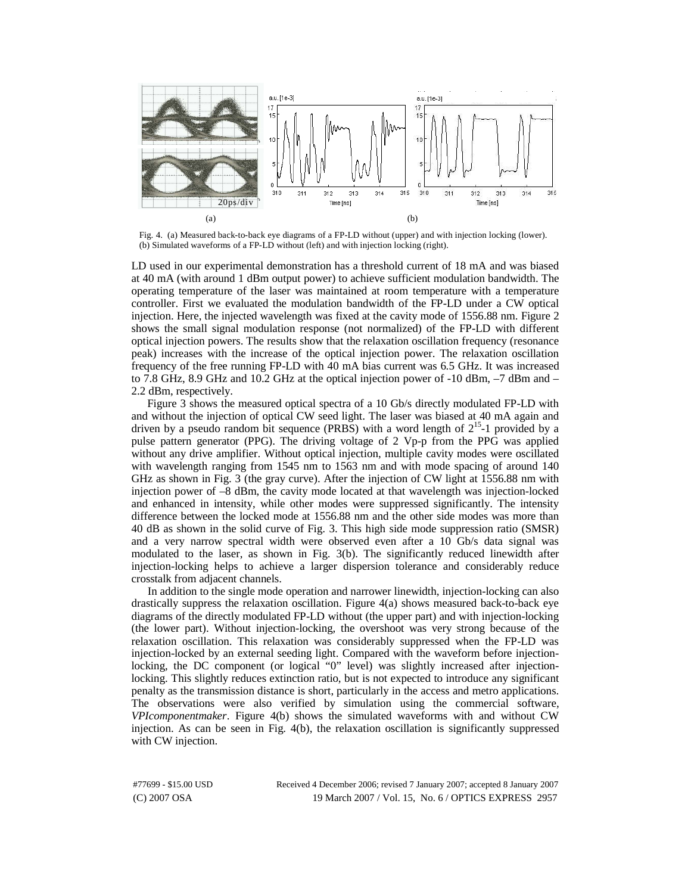Fig. 4. (a) Measured back-to-back eye diagrams of a FP-LD without (upper) and with injection locking (lower). (b) Simulated waveforms of a FP-LD without (left) and with injection locking (right).

LD used in our experimental demonstration has a threshold current of 18 mA and was biased at 40 mA (with around 1 dBm output power) to achieve sufficient modulation bandwidth. The operating temperature of the laser was maintained at room temperature with a temperature controller. First we evaluated the modulation bandwidth of the FP-LD under a CW optical injection. Here, the injected wavelength was fixed at the cavity mode of 1556.88 nm. Figure 2 shows the small signal modulation response (not normalized) of the FP-LD with different optical injection powers. The results show that the relaxation oscillation frequency (resonance peak) increases with the increase of the optical injection power. The relaxation oscillation frequency of the free running FP-LD with 40 mA bias current was 6.5 GHz. It was increased to 7.8 GHz, 8.9 GHz and 10.2 GHz at the optical injection power of -10 dBm, –7 dBm and –2.2 dBm, respectively.

Figure 3 shows the measured optical spectra of a 10 Gb/s directly modulated FP-LD with and without the injection of optical CW seed light. The laser was biased at 40 mA again and driven by a pseudo random bit sequence (PRBS) with a word length of $2^{15}$-1 provided by a pulse pattern generator (PPG). The driving voltage of 2 Vp-p from the PPG was applied without any drive amplifier. Without optical injection, multiple cavity modes were oscillated with wavelength ranging from 1545 nm to 1563 nm and with mode spacing of around 140 GHz as shown in Fig. 3 (the gray curve). After the injection of CW light at 1556.88 nm with injection power of –8 dBm, the cavity mode located at that wavelength was injection-locked and enhanced in intensity, while other modes were suppressed significantly. The intensity difference between the locked mode at 1556.88 nm and the other side modes was more than 40 dB as shown in the solid curve of Fig. 3. This high side mode suppression ratio (SMSR) and a very narrow spectral width were observed even after a 10 Gb/s data signal was modulated to the laser, as shown in Fig. 3(b). The significantly reduced linewidth after injection-locking helps to achieve a larger dispersion tolerance and considerably reduce crosstalk from adjacent channels.

In addition to the single mode operation and narrower linewidth, injection-locking can also drastically suppress the relaxation oscillation. Figure 4(a) shows measured back-to-back eye diagrams of the directly modulated FP-LD without (the upper part) and with injection-locking (the lower part). Without injection-locking, the overshoot was very strong because of the relaxation oscillation. This relaxation was considerably suppressed when the FP-LD was injection-locked by an external seeding light. Compared with the waveform before injection-locking, the DC component (or logical "0" level) was slightly increased after injection-locking. This slightly reduces extinction ratio, but is not expected to introduce any significant penalty as the transmission distance is short, particularly in the access and metro applications. The observations were also verified by simulation using the commercial software, *VPIcomponentmaker*. Figure 4(b) shows the simulated waveforms with and without CW injection. As can be seen in Fig. 4(b), the relaxation oscillation is significantly suppressed with CW injection.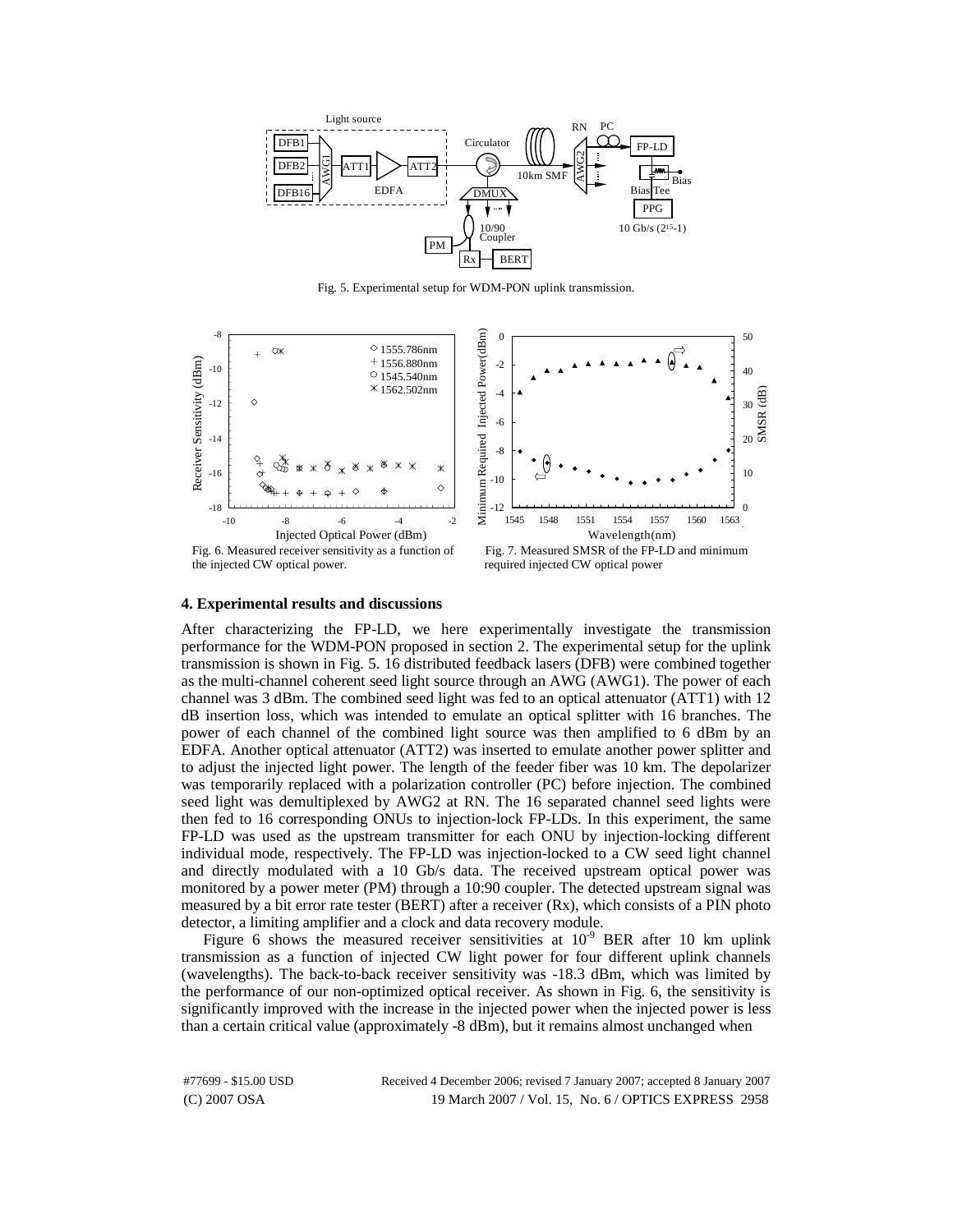Fig. 5. Experimental setup for WDM-PON uplink transmission.

Fig. 6. Measured receiver sensitivity as a function of the injected CW optical power.

Fig. 7. Measured SMSR of the FP-LD and minimum required injected CW optical power

### 4. Experimental results and discussions

After characterizing the FP-LD, we here experimentally investigate the transmission performance for the WDM-PON proposed in section 2. The experimental setup for the uplink transmission is shown in Fig. 5. 16 distributed feedback lasers (DFB) were combined together as the multi-channel coherent seed light source through an AWG (AWG1). The power of each channel was 3 dBm. The combined seed light was fed to an optical attenuator (ATT1) with 12 dB insertion loss, which was intended to emulate an optical splitter with 16 branches. The power of each channel of the combined light source was then amplified to 6 dBm by an EDFA. Another optical attenuator (ATT2) was inserted to emulate another power splitter and to adjust the injected light power. The length of the feeder fiber was 10 km. The depolarizer was temporarily replaced with a polarization controller (PC) before injection. The combined seed light was demultiplexed by AWG2 at RN. The 16 separated channel seed lights were then fed to 16 corresponding ONUs to injection-lock FP-LDs. In this experiment, the same FP-LD was used as the upstream transmitter for each ONU by injection-locking different individual mode, respectively. The FP-LD was injection-locked to a CW seed light channel and directly modulated with a 10 Gb/s data. The received upstream optical power was monitored by a power meter (PM) through a 10:90 coupler. The detected upstream signal was measured by a bit error rate tester (BERT) after a receiver (Rx), which consists of a PIN photo detector, a limiting amplifier and a clock and data recovery module.

Figure 6 shows the measured receiver sensitivities at $10^{-9}$ BER after 10 km uplink transmission as a function of injected CW light power for four different uplink channels (wavelengths). The back-to-back receiver sensitivity was -18.3 dBm, which was limited by the performance of our non-optimized optical receiver. As shown in Fig. 6, the sensitivity is significantly improved with the increase in the injected power when the injected power is less than a certain critical value (approximately -8 dBm), but it remains almost unchanged when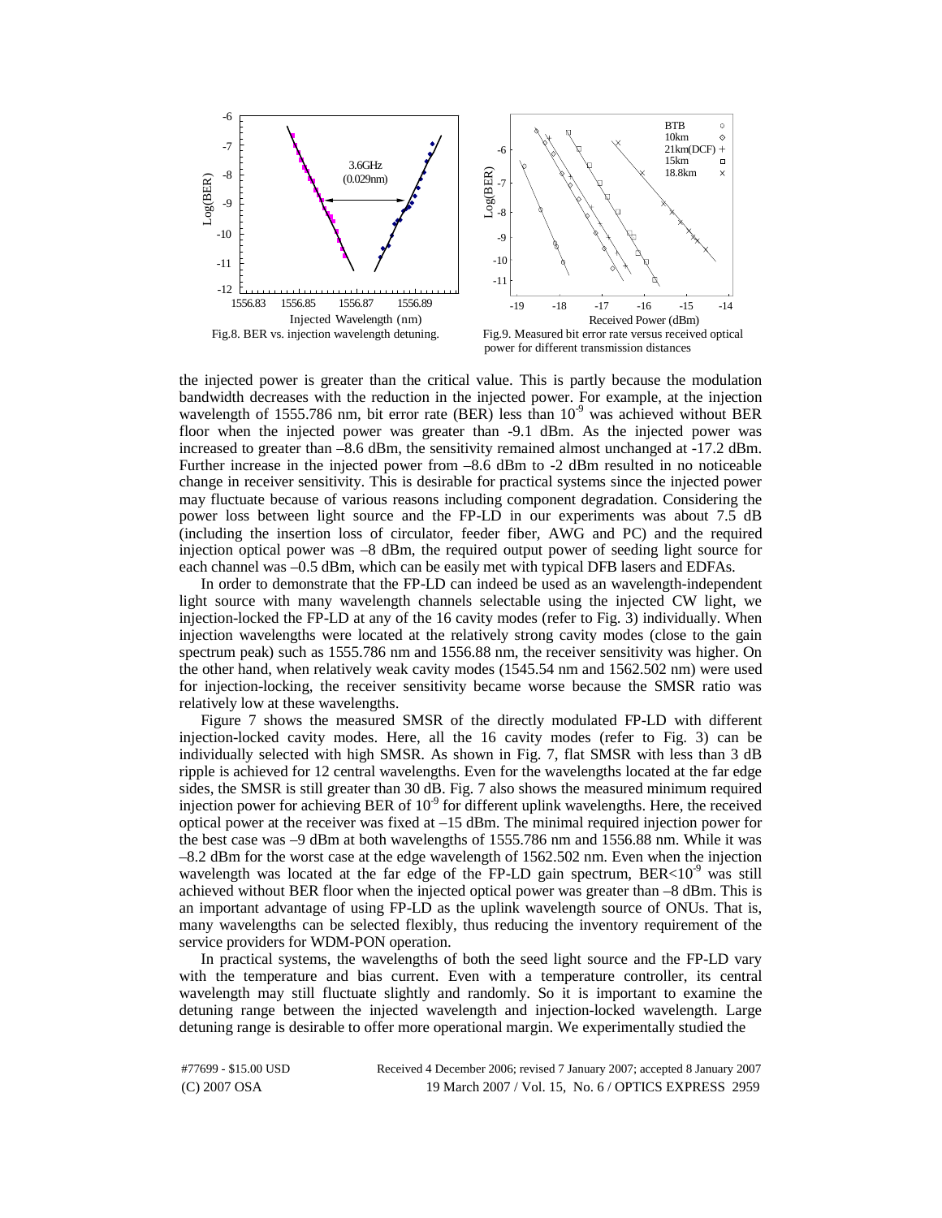Fig.8. BER vs. injection wavelength detuning.

Fig.9. Measured bit error rate versus received optical power for different transmission distances

the injected power is greater than the critical value. This is partly because the modulation bandwidth decreases with the reduction in the injected power. For example, at the injection wavelength of 1555.786 nm, bit error rate (BER) less than $10^{-9}$ was achieved without BER floor when the injected power was greater than -9.1 dBm. As the injected power was increased to greater than –8.6 dBm, the sensitivity remained almost unchanged at -17.2 dBm. Further increase in the injected power from –8.6 dBm to -2 dBm resulted in no noticeable change in receiver sensitivity. This is desirable for practical systems since the injected power may fluctuate because of various reasons including component degradation. Considering the power loss between light source and the FP-LD in our experiments was about 7.5 dB (including the insertion loss of circulator, feeder fiber, AWG and PC) and the required injection optical power was –8 dBm, the required output power of seeding light source for each channel was –0.5 dBm, which can be easily met with typical DFB lasers and EDFAs.

In order to demonstrate that the FP-LD can indeed be used as an wavelength-independent light source with many wavelength channels selectable using the injected CW light, we injection-locked the FP-LD at any of the 16 cavity modes (refer to Fig. 3) individually. When injection wavelengths were located at the relatively strong cavity modes (close to the gain spectrum peak) such as 1555.786 nm and 1556.88 nm, the receiver sensitivity was higher. On the other hand, when relatively weak cavity modes (1545.54 nm and 1562.502 nm) were used for injection-locking, the receiver sensitivity became worse because the SMSR ratio was relatively low at these wavelengths.

Figure 7 shows the measured SMSR of the directly modulated FP-LD with different injection-locked cavity modes. Here, all the 16 cavity modes (refer to Fig. 3) can be individually selected with high SMSR. As shown in Fig. 7, flat SMSR with less than 3 dB ripple is achieved for 12 central wavelengths. Even for the wavelengths located at the far edge sides, the SMSR is still greater than 30 dB. Fig. 7 also shows the measured minimum required injection power for achieving BER of $10^{-9}$ for different uplink wavelengths. Here, the received optical power at the receiver was fixed at –15 dBm. The minimal required injection power for the best case was –9 dBm at both wavelengths of 1555.786 nm and 1556.88 nm. While it was –8.2 dBm for the worst case at the edge wavelength of 1562.502 nm. Even when the injection wavelength was located at the far edge of the FP-LD gain spectrum, BER<$10^{-9}$ was still achieved without BER floor when the injected optical power was greater than –8 dBm. This is an important advantage of using FP-LD as the uplink wavelength source of ONUs. That is, many wavelengths can be selected flexibly, thus reducing the inventory requirement of the service providers for WDM-PON operation.

In practical systems, the wavelengths of both the seed light source and the FP-LD vary with the temperature and bias current. Even with a temperature controller, its central wavelength may still fluctuate slightly and randomly. So it is important to examine the detuning range between the injected wavelength and injection-locked wavelength. Large detuning range is desirable to offer more operational margin. We experimentally studied the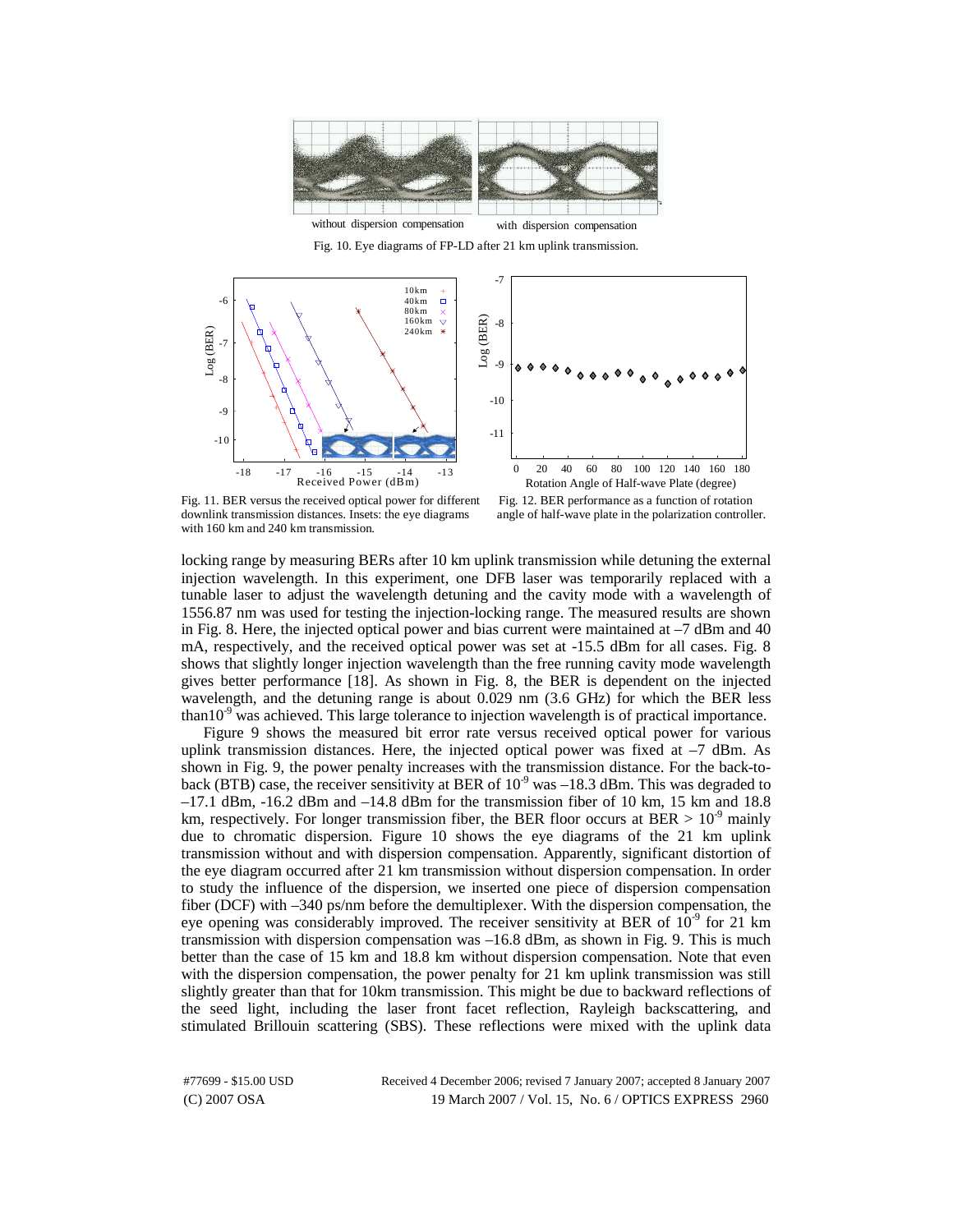Fig. 10. Eye diagrams of FP-LD after 21 km uplink transmission.

Fig. 11. BER versus the received optical power for different downlink transmission distances. Insets: the eye diagrams with 160 km and 240 km transmission.

Fig. 12. BER performance as a function of rotation angle of half-wave plate in the polarization controller.

locking range by measuring BERs after 10 km uplink transmission while detuning the external injection wavelength. In this experiment, one DFB laser was temporarily replaced with a tunable laser to adjust the wavelength detuning and the cavity mode with a wavelength of 1556.87 nm was used for testing the injection-locking range. The measured results are shown in Fig. 8. Here, the injected optical power and bias current were maintained at –7 dBm and 40 mA, respectively, and the received optical power was set at -15.5 dBm for all cases. Fig. 8 shows that slightly longer injection wavelength than the free running cavity mode wavelength gives better performance [18]. As shown in Fig. 8, the BER is dependent on the injected wavelength, and the detuning range is about 0.029 nm (3.6 GHz) for which the BER less than$10^{-9}$ was achieved. This large tolerance to injection wavelength is of practical importance.

Figure 9 shows the measured bit error rate versus received optical power for various uplink transmission distances. Here, the injected optical power was fixed at –7 dBm. As shown in Fig. 9, the power penalty increases with the transmission distance. For the back-to-back (BTB) case, the receiver sensitivity at BER of $10^{-9}$ was –18.3 dBm. This was degraded to –17.1 dBm, -16.2 dBm and –14.8 dBm for the transmission fiber of 10 km, 15 km and 18.8 km, respectively. For longer transmission fiber, the BER floor occurs at BER > $10^{-9}$ mainly due to chromatic dispersion. Figure 10 shows the eye diagrams of the 21 km uplink transmission without and with dispersion compensation. Apparently, significant distortion of the eye diagram occurred after 21 km transmission without dispersion compensation. In order to study the influence of the dispersion, we inserted one piece of dispersion compensation fiber (DCF) with –340 ps/nm before the demultiplexer. With the dispersion compensation, the eye opening was considerably improved. The receiver sensitivity at BER of $10^{-9}$ for 21 km transmission with dispersion compensation was –16.8 dBm, as shown in Fig. 9. This is much better than the case of 15 km and 18.8 km without dispersion compensation. Note that even with the dispersion compensation, the power penalty for 21 km uplink transmission was still slightly greater than that for 10km transmission. This might be due to backward reflections of the seed light, including the laser front facet reflection, Rayleigh backscattering, and stimulated Brillouin scattering (SBS). These reflections were mixed with the uplink data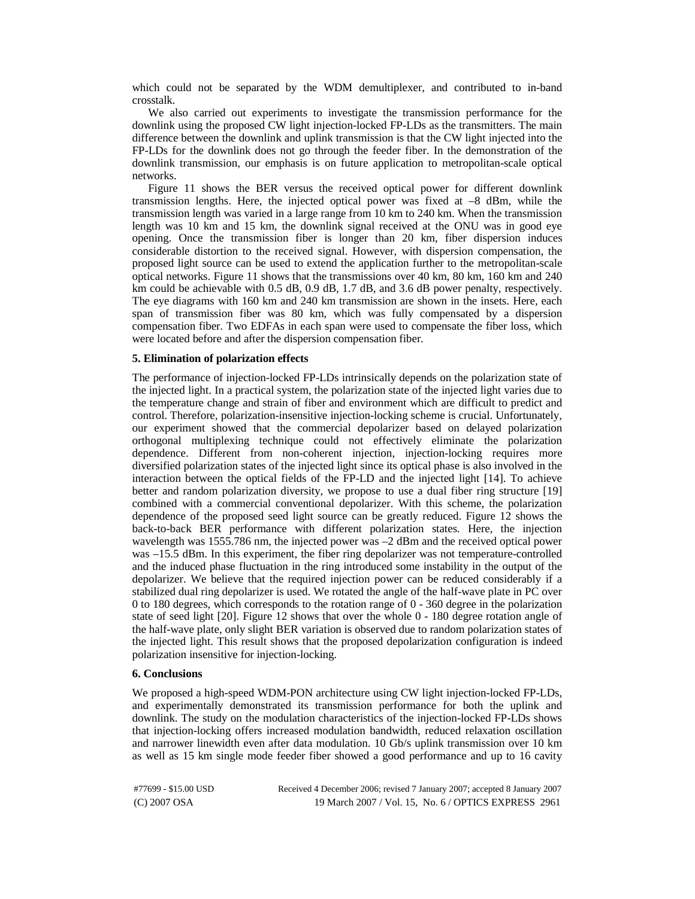which could not be separated by the WDM demultiplexer, and contributed to in-band crosstalk.

We also carried out experiments to investigate the transmission performance for the downlink using the proposed CW light injection-locked FP-LDs as the transmitters. The main difference between the downlink and uplink transmission is that the CW light injected into the FP-LDs for the downlink does not go through the feeder fiber. In the demonstration of the downlink transmission, our emphasis is on future application to metropolitan-scale optical networks.

Figure 11 shows the BER versus the received optical power for different downlink transmission lengths. Here, the injected optical power was fixed at –8 dBm, while the transmission length was varied in a large range from 10 km to 240 km. When the transmission length was 10 km and 15 km, the downlink signal received at the ONU was in good eye opening. Once the transmission fiber is longer than 20 km, fiber dispersion induces considerable distortion to the received signal. However, with dispersion compensation, the proposed light source can be used to extend the application further to the metropolitan-scale optical networks. Figure 11 shows that the transmissions over 40 km, 80 km, 160 km and 240 km could be achievable with 0.5 dB, 0.9 dB, 1.7 dB, and 3.6 dB power penalty, respectively. The eye diagrams with 160 km and 240 km transmission are shown in the insets. Here, each span of transmission fiber was 80 km, which was fully compensated by a dispersion compensation fiber. Two EDFAs in each span were used to compensate the fiber loss, which were located before and after the dispersion compensation fiber.

## 5. Elimination of polarization effects

The performance of injection-locked FP-LDs intrinsically depends on the polarization state of the injected light. In a practical system, the polarization state of the injected light varies due to the temperature change and strain of fiber and environment which are difficult to predict and control. Therefore, polarization-insensitive injection-locking scheme is crucial. Unfortunately, our experiment showed that the commercial depolarizer based on delayed polarization orthogonal multiplexing technique could not effectively eliminate the polarization dependence. Different from non-coherent injection, injection-locking requires more diversified polarization states of the injected light since its optical phase is also involved in the interaction between the optical fields of the FP-LD and the injected light [14]. To achieve better and random polarization diversity, we propose to use a dual fiber ring structure [19] combined with a commercial conventional depolarizer. With this scheme, the polarization dependence of the proposed seed light source can be greatly reduced. Figure 12 shows the back-to-back BER performance with different polarization states. Here, the injection wavelength was 1555.786 nm, the injected power was –2 dBm and the received optical power was –15.5 dBm. In this experiment, the fiber ring depolarizer was not temperature-controlled and the induced phase fluctuation in the ring introduced some instability in the output of the depolarizer. We believe that the required injection power can be reduced considerably if a stabilized dual ring depolarizer is used. We rotated the angle of the half-wave plate in PC over 0 to 180 degrees, which corresponds to the rotation range of 0 - 360 degree in the polarization state of seed light [20]. Figure 12 shows that over the whole 0 - 180 degree rotation angle of the half-wave plate, only slight BER variation is observed due to random polarization states of the injected light. This result shows that the proposed depolarization configuration is indeed polarization insensitive for injection-locking.

## 6. Conclusions

We proposed a high-speed WDM-PON architecture using CW light injection-locked FP-LDs, and experimentally demonstrated its transmission performance for both the uplink and downlink. The study on the modulation characteristics of the injection-locked FP-LDs shows that injection-locking offers increased modulation bandwidth, reduced relaxation oscillation and narrower linewidth even after data modulation. 10 Gb/s uplink transmission over 10 km as well as 15 km single mode feeder fiber showed a good performance and up to 16 cavity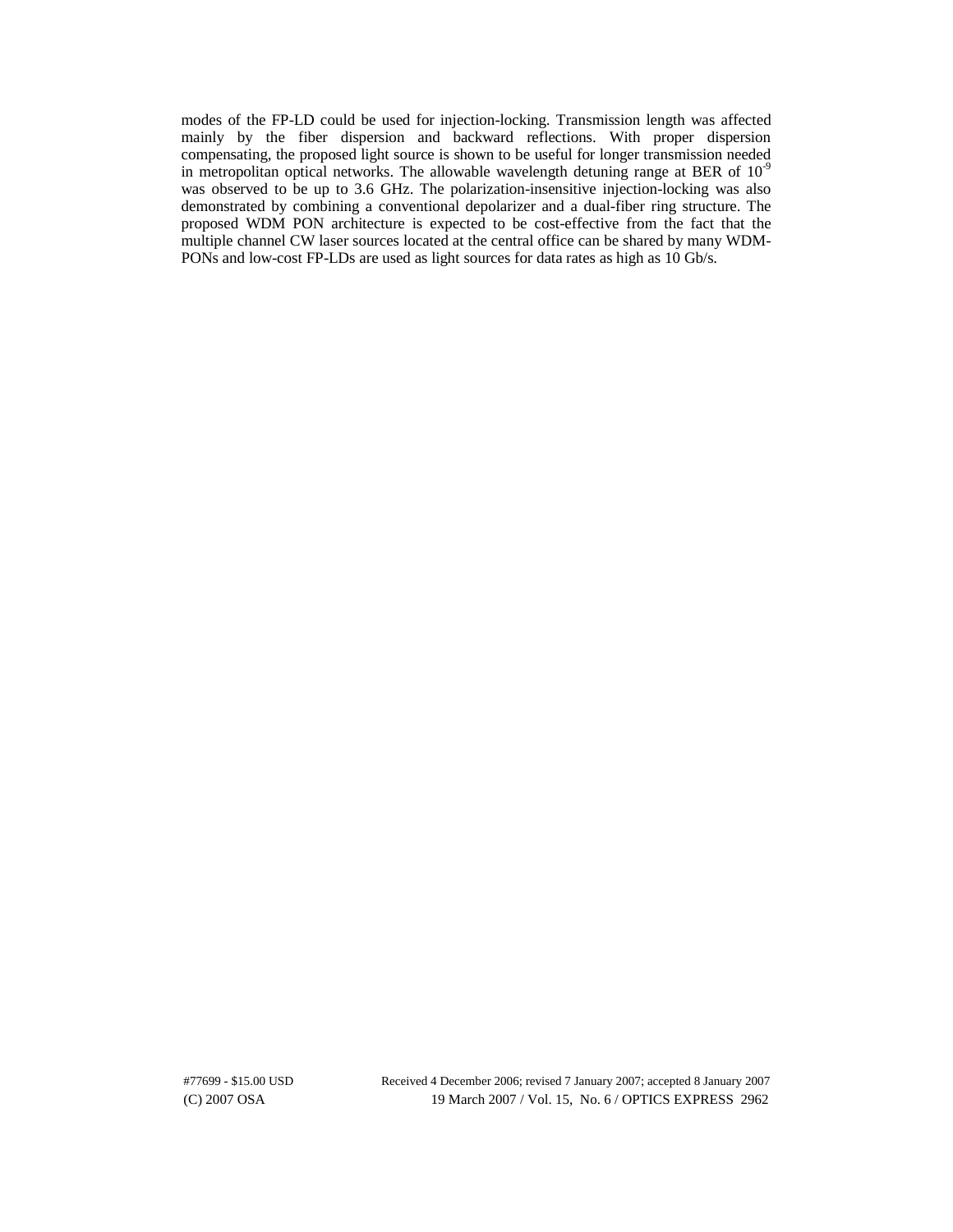modes of the FP-LD could be used for injection-locking. Transmission length was affected mainly by the fiber dispersion and backward reflections. With proper dispersion compensating, the proposed light source is shown to be useful for longer transmission needed in metropolitan optical networks. The allowable wavelength detuning range at BER of $10^{-9}$ was observed to be up to 3.6 GHz. The polarization-insensitive injection-locking was also demonstrated by combining a conventional depolarizer and a dual-fiber ring structure. The proposed WDM PON architecture is expected to be cost-effective from the fact that the multiple channel CW laser sources located at the central office can be shared by many WDM-PONs and low-cost FP-LDs are used as light sources for data rates as high as 10 Gb/s.